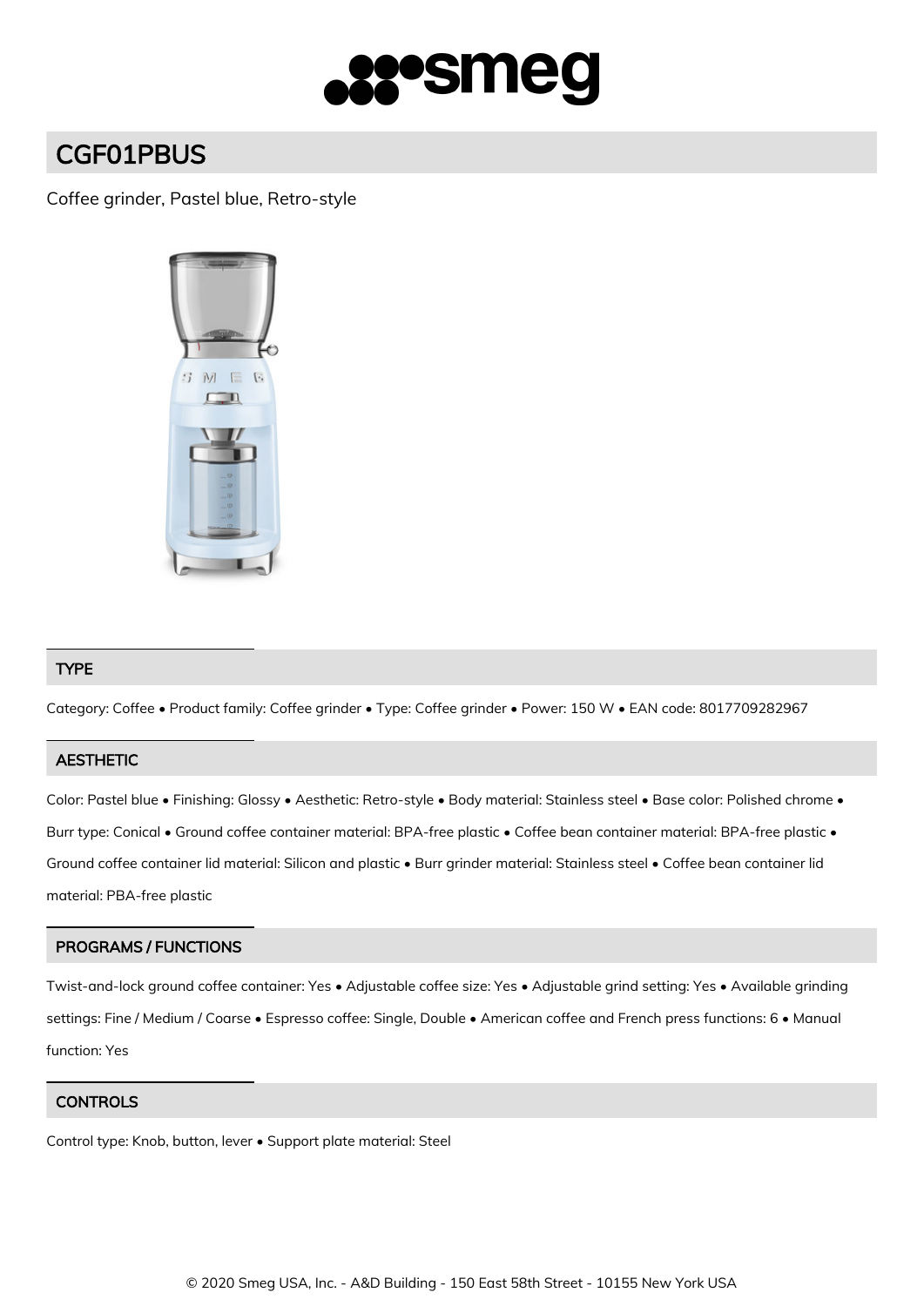# CGF01PBUS

Coffee grinder, Pastel blue, Retro-style

## TYPE

Category: Coffee • Product family: Coffee grinder • Type: Coffee grinder • Power: 150 W • EAN code: 8017709282967

## AESTHETIC

Color: Pastel blue • Finishing: Glossy • Aesthetic: Retro-style • Body material: Stainless steel • Base color: Polished chrome • Burr type: Conical • Ground coffee container material: BPA-free plastic • Coffee bean container material: BPA-free plastic • Ground coffee container lid material: Silicon and plastic • Burr grinder material: Stainless steel • Coffee bean container lid material: PBA-free plastic

## PROGRAMS / FUNCTIONS

Twist-and-lock ground coffee container: Yes • Adjustable coffee size: Yes • Adjustable grind setting: Yes • Available grinding settings: Fine / Medium / Coarse • Espresso coffee: Single, Double • American coffee and French press functions: 6 • Manual function: Yes

## CONTROLS

Control type: Knob, button, lever • Support plate material: Steel

© 2020 Smeg USA, Inc. - A&D Building - 150 East 58th Street - 10155 New York USA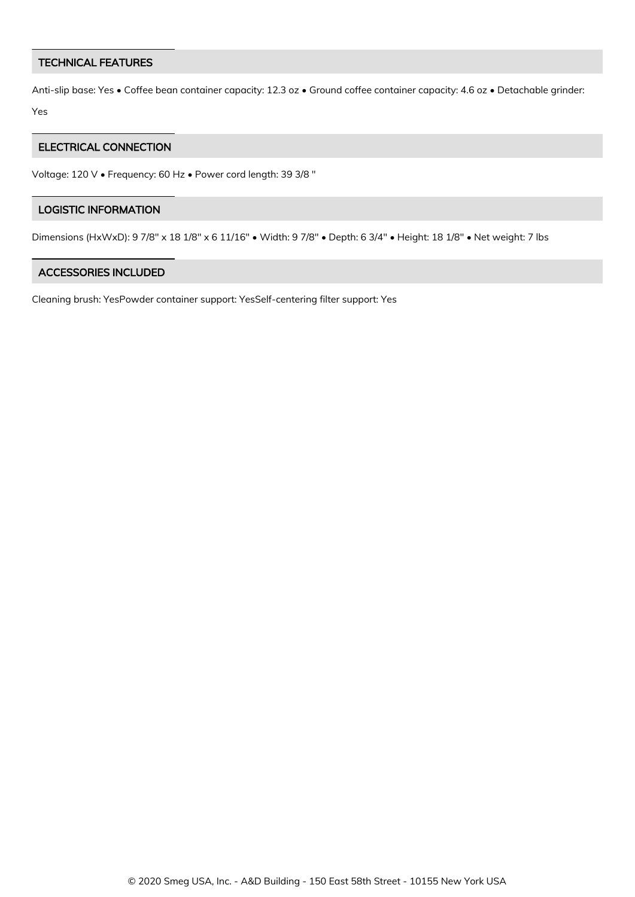## TECHNICAL FEATURES

Anti-slip base: Yes • Coffee bean container capacity: 12.3 oz • Ground coffee container capacity: 4.6 oz • Detachable grinder: Yes

## ELECTRICAL CONNECTION

Voltage: 120 V • Frequency: 60 Hz • Power cord length: 39 3/8 "

## LOGISTIC INFORMATION

Dimensions (HxWxD): 9 7/8" x 18 1/8" x 6 11/16" • Width: 9 7/8" • Depth: 6 3/4" • Height: 18 1/8" • Net weight: 7 lbs

## ACCESSORIES INCLUDED

Cleaning brush: YesPowder container support: YesSelf-centering filter support: Yes

© 2020 Smeg USA, Inc. - A&D Building - 150 East 58th Street - 10155 New York USA